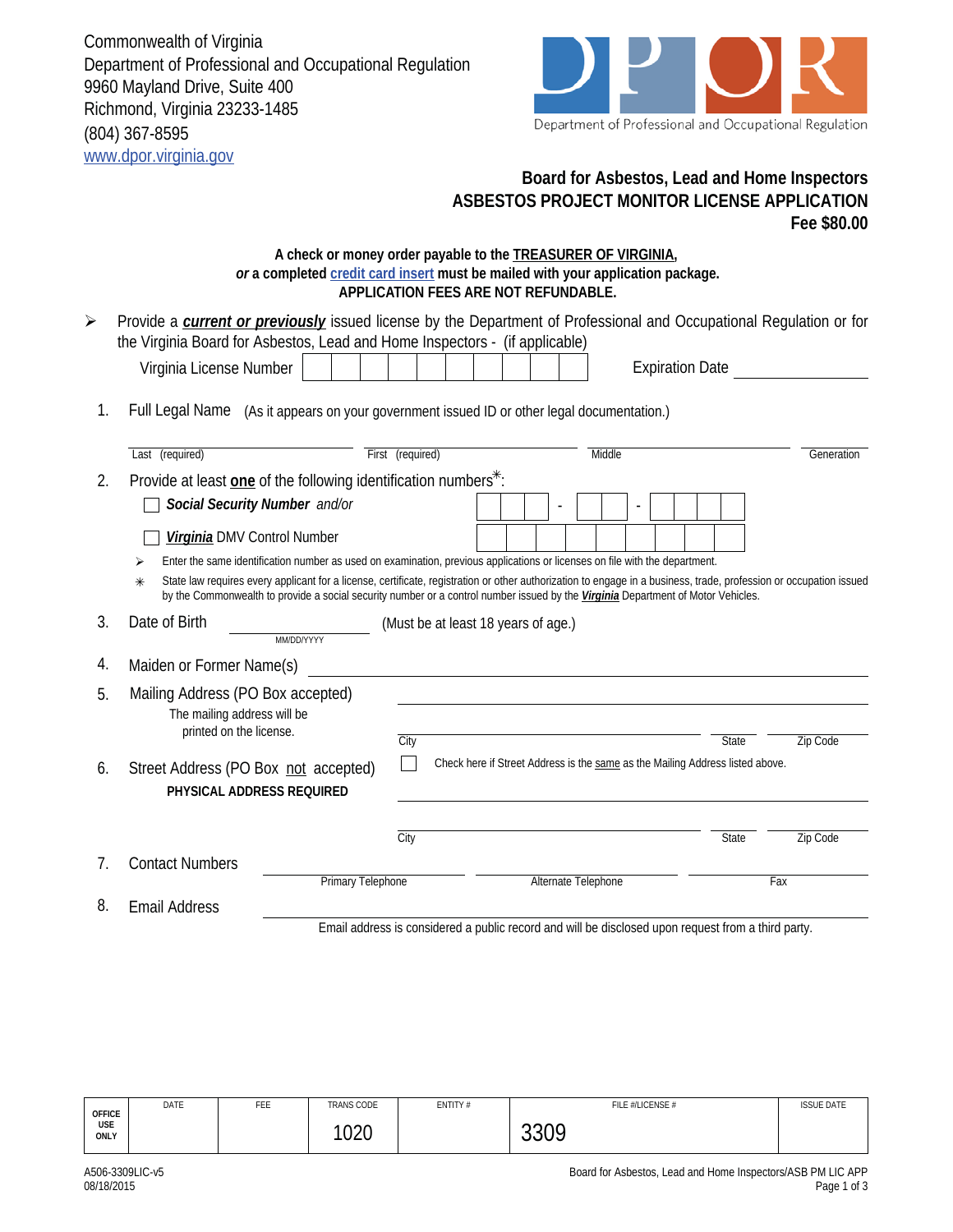Commonwealth of Virginia
Department of Professional and Occupational Regulation
9960 Mayland Drive, Suite 400
Richmond, Virginia 23233-1485
(804) 367-8595
www.dpor.virginia.gov

Department of Professional and Occupational Regulation

## Board for Asbestos, Lead and Home Inspectors
## ASBESTOS PROJECT MONITOR LICENSE APPLICATION
**Fee $80.00**

**A check or money order payable to the TREASURER OF VIRGINIA,**
***or*** **a completed credit card insert must be mailed with your application package.**
**APPLICATION FEES ARE NOT REFUNDABLE.**

➢ Provide a ***current or previously*** issued license by the Department of Professional and Occupational Regulation or for the Virginia Board for Asbestos, Lead and Home Inspectors - (if applicable)

Virginia License Number ____________ Expiration Date ____________

1. Full Legal Name (As it appears on your government issued ID or other legal documentation.)

   Last (required) ____________ First (required) ____________ Middle ____________ Generation ____________

2. Provide at least **one** of the following identification numbers✳:

   ☐ ***Social Security Number*** *and/or* ___ ___ ___ - ___ ___ - ___ ___ ___ ___

   ☐ ***Virginia*** DMV Control Number ____________

   ➢ Enter the same identification number as used on examination, previous applications or licenses on file with the department.

   ✳ State law requires every applicant for a license, certificate, registration or other authorization to engage in a business, trade, profession or occupation issued by the Commonwealth to provide a social security number or a control number issued by the ***Virginia*** Department of Motor Vehicles.

3. Date of Birth ____________ (MM/DD/YYYY) (Must be at least 18 years of age.)

4. Maiden or Former Name(s) ____________

5. Mailing Address (PO Box accepted)
   The mailing address will be printed on the license.

   ____________
   City ____________ State ____________ Zip Code ____________

6. Street Address (PO Box not accepted)
   **PHYSICAL ADDRESS REQUIRED**

   ☐ Check here if Street Address is the same as the Mailing Address listed above.

   ____________
   City ____________ State ____________ Zip Code ____________

7. Contact Numbers
   Primary Telephone ____________ Alternate Telephone ____________ Fax ____________

8. Email Address ____________
   Email address is considered a public record and will be disclosed upon request from a third party.

| OFFICE USE ONLY | DATE | FEE | TRANS CODE | ENTITY # | FILE #/LICENSE # | ISSUE DATE |
|---|---|---|---|---|---|---|
| | | | 1020 | | 3309 | |

A506-3309LIC-v5
08/18/2015

Board for Asbestos, Lead and Home Inspectors/ASB PM LIC APP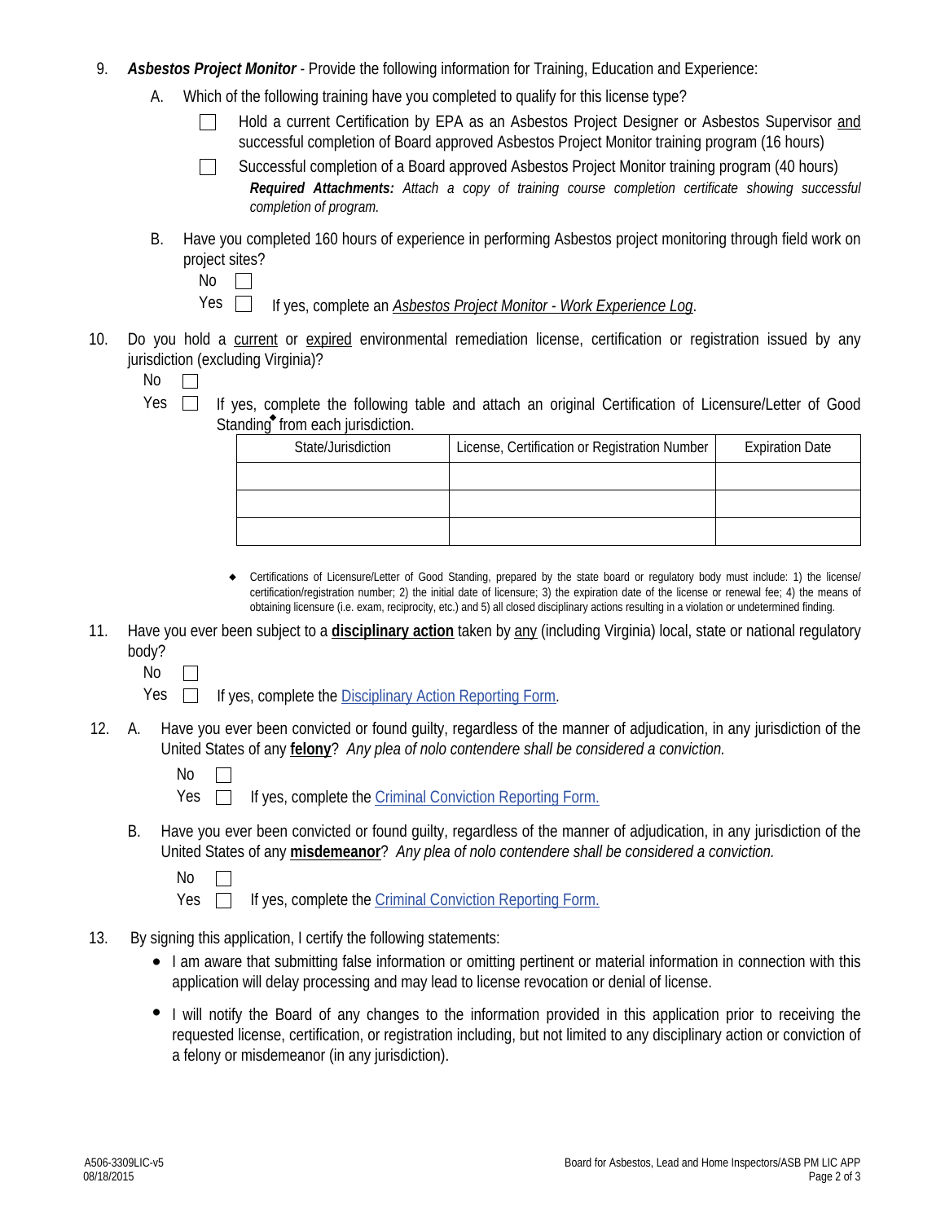9. ***Asbestos Project Monitor*** - Provide the following information for Training, Education and Experience:

   A. Which of the following training have you completed to qualify for this license type?

   ☐ Hold a current Certification by EPA as an Asbestos Project Designer or Asbestos Supervisor <u>and</u> successful completion of Board approved Asbestos Project Monitor training program (16 hours)

   ☐ Successful completion of a Board approved Asbestos Project Monitor training program (40 hours)

   ***Required Attachments:*** *Attach a copy of training course completion certificate showing successful completion of program.*

   B. Have you completed 160 hours of experience in performing Asbestos project monitoring through field work on project sites?

   No ☐

   Yes ☐ If yes, complete an <u>*Asbestos Project Monitor - Work Experience Log*</u>.

10. Do you hold a <u>current</u> or <u>expired</u> environmental remediation license, certification or registration issued by any jurisdiction (excluding Virginia)?

    No ☐

    Yes ☐ If yes, complete the following table and attach an original Certification of Licensure/Letter of Good Standing◆ from each jurisdiction.

| State/Jurisdiction | License, Certification or Registration Number | Expiration Date |
|---|---|---|
| | | |
| | | |
| | | |

◆ Certifications of Licensure/Letter of Good Standing, prepared by the state board or regulatory body must include: 1) the license/ certification/registration number; 2) the initial date of licensure; 3) the expiration date of the license or renewal fee; 4) the means of obtaining licensure (i.e. exam, reciprocity, etc.) and 5) all closed disciplinary actions resulting in a violation or undetermined finding.

11. Have you ever been subject to a <u>**disciplinary action**</u> taken by <u>any</u> (including Virginia) local, state or national regulatory body?

    No ☐

    Yes ☐ If yes, complete the <u>Disciplinary Action Reporting Form</u>.

12. A. Have you ever been convicted or found guilty, regardless of the manner of adjudication, in any jurisdiction of the United States of any <u>**felony**</u>? *Any plea of nolo contendere shall be considered a conviction.*

    No ☐

    Yes ☐ If yes, complete the <u>Criminal Conviction Reporting Form.</u>

    B. Have you ever been convicted or found guilty, regardless of the manner of adjudication, in any jurisdiction of the United States of any <u>**misdemeanor**</u>? *Any plea of nolo contendere shall be considered a conviction.*

    No ☐

    Yes ☐ If yes, complete the <u>Criminal Conviction Reporting Form.</u>

13. By signing this application, I certify the following statements:

    - I am aware that submitting false information or omitting pertinent or material information in connection with this application will delay processing and may lead to license revocation or denial of license.
    - I will notify the Board of any changes to the information provided in this application prior to receiving the requested license, certification, or registration including, but not limited to any disciplinary action or conviction of a felony or misdemeanor (in any jurisdiction).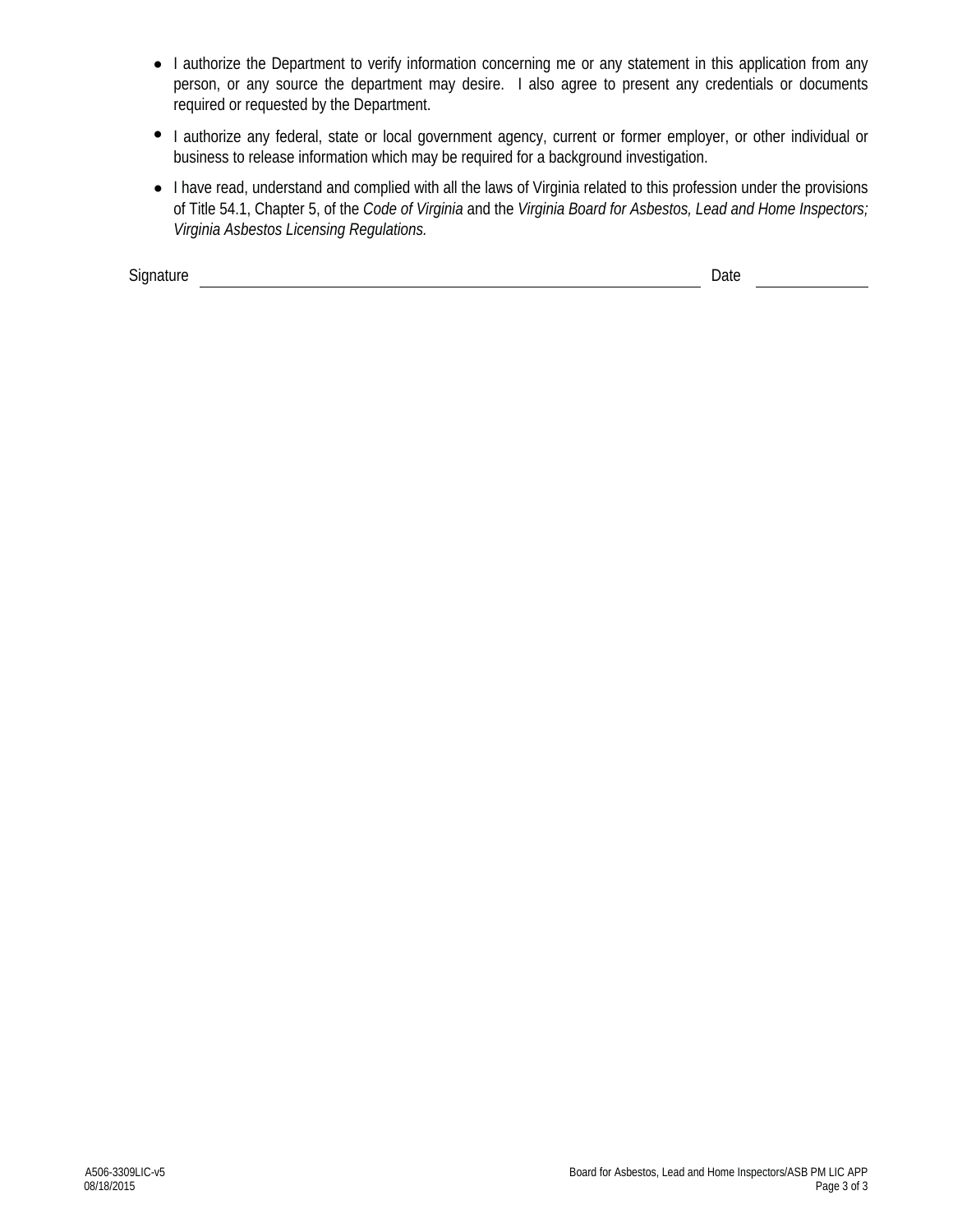- I authorize the Department to verify information concerning me or any statement in this application from any person, or any source the department may desire.  I also agree to present any credentials or documents required or requested by the Department.
- I authorize any federal, state or local government agency, current or former employer, or other individual or business to release information which may be required for a background investigation.
- I have read, understand and complied with all the laws of Virginia related to this profession under the provisions of Title 54.1, Chapter 5, of the *Code of Virginia* and the *Virginia Board for Asbestos, Lead and Home Inspectors; Virginia Asbestos Licensing Regulations.*

Signature ______________________________________________ Date ______________

A506-3309LIC-v5
08/18/2015

Board for Asbestos, Lead and Home Inspectors/ASB PM LIC APP